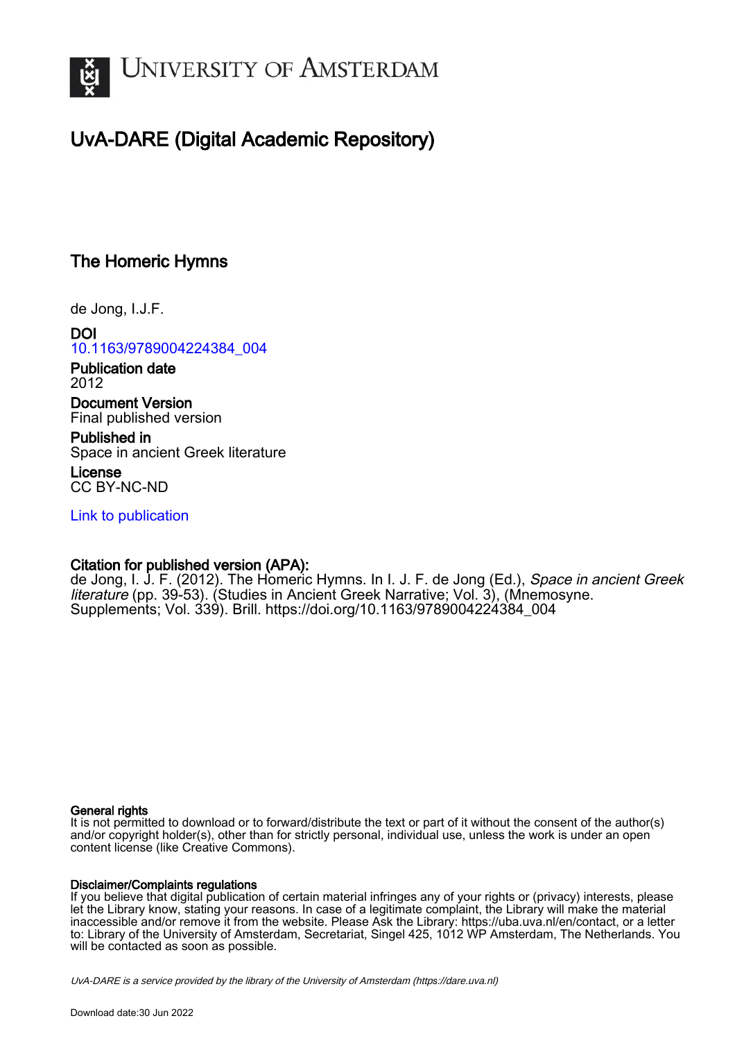# University of Amsterdam

## UvA-DARE (Digital Academic Repository)

### The Homeric Hymns

de Jong, I.J.F.

**DOI**
10.1163/9789004224384_004

**Publication date**
2012

**Document Version**
Final published version

**Published in**
Space in ancient Greek literature

**License**
CC BY-NC-ND

Link to publication

**Citation for published version (APA):**
de Jong, I. J. F. (2012). The Homeric Hymns. In I. J. F. de Jong (Ed.), *Space in ancient Greek literature* (pp. 39-53). (Studies in Ancient Greek Narrative; Vol. 3), (Mnemosyne. Supplements; Vol. 339). Brill. https://doi.org/10.1163/9789004224384_004

**General rights**
It is not permitted to download or to forward/distribute the text or part of it without the consent of the author(s) and/or copyright holder(s), other than for strictly personal, individual use, unless the work is under an open content license (like Creative Commons).

**Disclaimer/Complaints regulations**
If you believe that digital publication of certain material infringes any of your rights or (privacy) interests, please let the Library know, stating your reasons. In case of a legitimate complaint, the Library will make the material inaccessible and/or remove it from the website. Please Ask the Library: https://uba.uva.nl/en/contact, or a letter to: Library of the University of Amsterdam, Secretariat, Singel 425, 1012 WP Amsterdam, The Netherlands. You will be contacted as soon as possible.

*UvA-DARE is a service provided by the library of the University of Amsterdam (https://dare.uva.nl)*

Download date:30 Jun 2022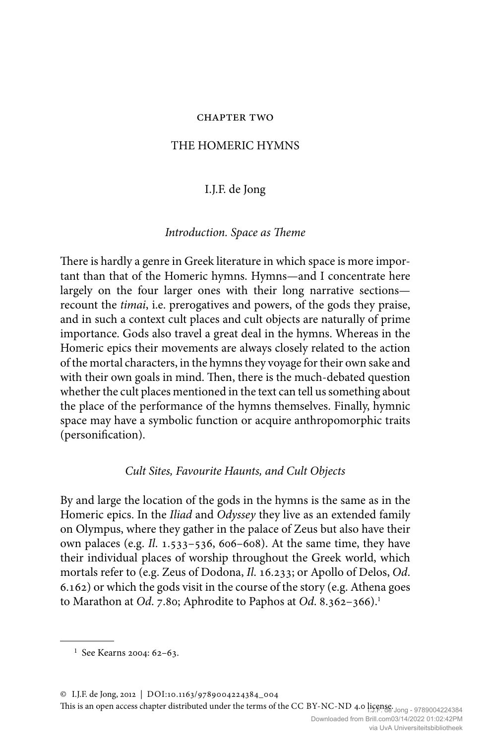CHAPTER TWO

# THE HOMERIC HYMNS

I.J.F. de Jong

## *Introduction. Space as Theme*

There is hardly a genre in Greek literature in which space is more important than that of the Homeric hymns. Hymns—and I concentrate here largely on the four larger ones with their long narrative sections—recount the *timai*, i.e. prerogatives and powers, of the gods they praise, and in such a context cult places and cult objects are naturally of prime importance. Gods also travel a great deal in the hymns. Whereas in the Homeric epics their movements are always closely related to the action of the mortal characters, in the hymns they voyage for their own sake and with their own goals in mind. Then, there is the much-debated question whether the cult places mentioned in the text can tell us something about the place of the performance of the hymns themselves. Finally, hymnic space may have a symbolic function or acquire anthropomorphic traits (personification).

## *Cult Sites, Favourite Haunts, and Cult Objects*

By and large the location of the gods in the hymns is the same as in the Homeric epics. In the *Iliad* and *Odyssey* they live as an extended family on Olympus, where they gather in the palace of Zeus but also have their own palaces (e.g. *Il.* 1.533–536, 606–608). At the same time, they have their individual places of worship throughout the Greek world, which mortals refer to (e.g. Zeus of Dodona, *Il.* 16.233; or Apollo of Delos, *Od.* 6.162) or which the gods visit in the course of the story (e.g. Athena goes to Marathon at *Od.* 7.80; Aphrodite to Paphos at *Od.* 8.362–366).[1]

[1] See Kearns 2004: 62–63.

© I.J.F. de Jong, 2012 | DOI:10.1163/9789004224384_004
This is an open access chapter distributed under the terms of the CC BY-NC-ND 4.0 license.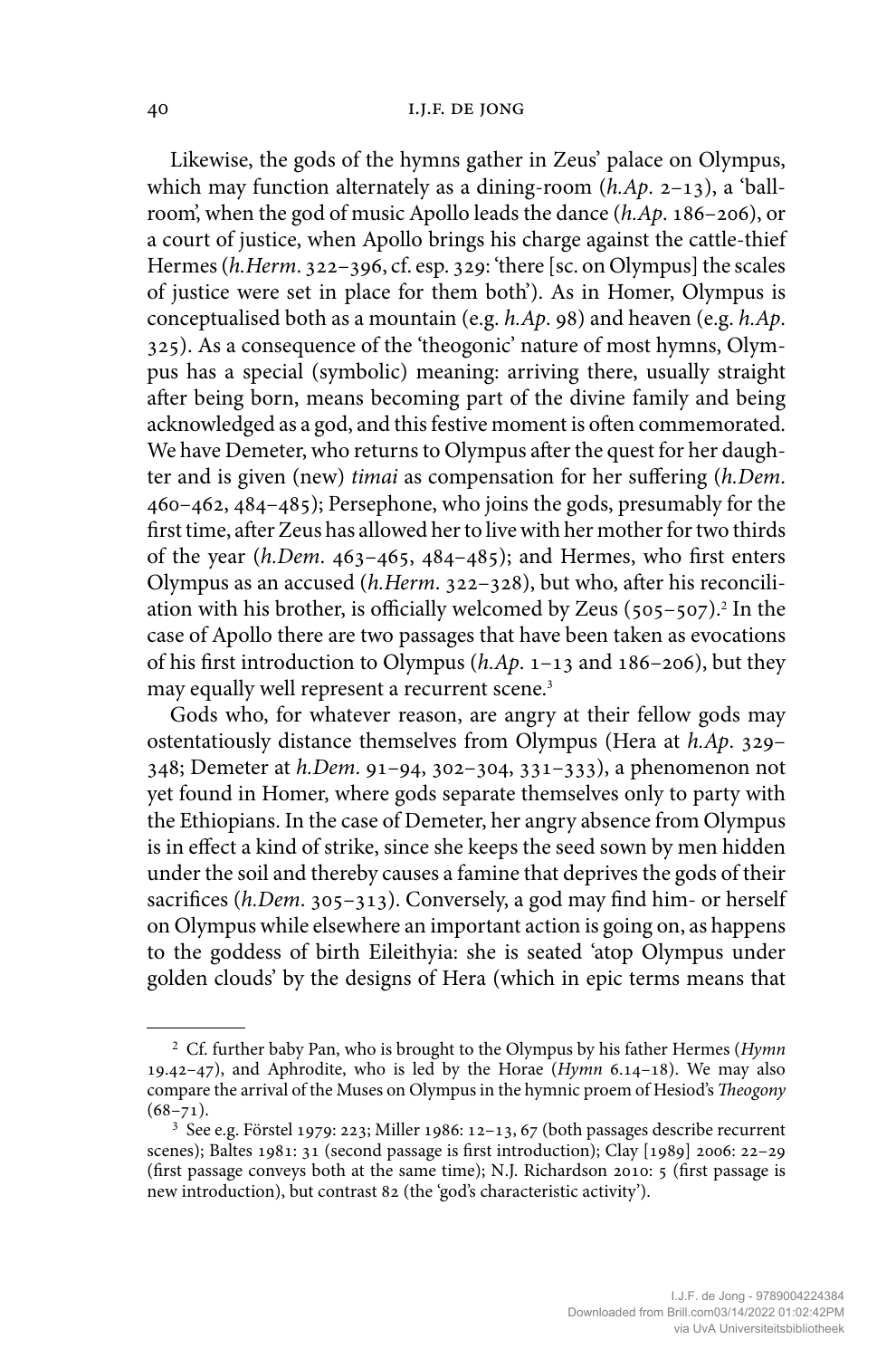Likewise, the gods of the hymns gather in Zeus' palace on Olympus, which may function alternately as a dining-room (*h.Ap*. 2–13), a 'ballroom', when the god of music Apollo leads the dance (*h.Ap*. 186–206), or a court of justice, when Apollo brings his charge against the cattle-thief Hermes (*h.Herm*. 322–396, cf. esp. 329: 'there [sc. on Olympus] the scales of justice were set in place for them both'). As in Homer, Olympus is conceptualised both as a mountain (e.g. *h.Ap*. 98) and heaven (e.g. *h.Ap*. 325). As a consequence of the 'theogonic' nature of most hymns, Olympus has a special (symbolic) meaning: arriving there, usually straight after being born, means becoming part of the divine family and being acknowledged as a god, and this festive moment is often commemorated. We have Demeter, who returns to Olympus after the quest for her daughter and is given (new) *timai* as compensation for her suffering (*h.Dem*. 460–462, 484–485); Persephone, who joins the gods, presumably for the first time, after Zeus has allowed her to live with her mother for two thirds of the year (*h.Dem*. 463–465, 484–485); and Hermes, who first enters Olympus as an accused (*h.Herm*. 322–328), but who, after his reconciliation with his brother, is officially welcomed by Zeus (505–507).[2] In the case of Apollo there are two passages that have been taken as evocations of his first introduction to Olympus (*h.Ap*. 1–13 and 186–206), but they may equally well represent a recurrent scene.[3]

Gods who, for whatever reason, are angry at their fellow gods may ostentatiously distance themselves from Olympus (Hera at *h.Ap*. 329–348; Demeter at *h.Dem*. 91–94, 302–304, 331–333), a phenomenon not yet found in Homer, where gods separate themselves only to party with the Ethiopians. In the case of Demeter, her angry absence from Olympus is in effect a kind of strike, since she keeps the seed sown by men hidden under the soil and thereby causes a famine that deprives the gods of their sacrifices (*h.Dem*. 305–313). Conversely, a god may find him- or herself on Olympus while elsewhere an important action is going on, as happens to the goddess of birth Eileithyia: she is seated 'atop Olympus under golden clouds' by the designs of Hera (which in epic terms means that

---

[2] Cf. further baby Pan, who is brought to the Olympus by his father Hermes (*Hymn* 19.42–47), and Aphrodite, who is led by the Horae (*Hymn* 6.14–18). We may also compare the arrival of the Muses on Olympus in the hymnic proem of Hesiod's *Theogony* (68–71).

[3] See e.g. Förstel 1979: 223; Miller 1986: 12–13, 67 (both passages describe recurrent scenes); Baltes 1981: 31 (second passage is first introduction); Clay [1989] 2006: 22–29 (first passage conveys both at the same time); N.J. Richardson 2010: 5 (first passage is new introduction), but contrast 82 (the 'god's characteristic activity').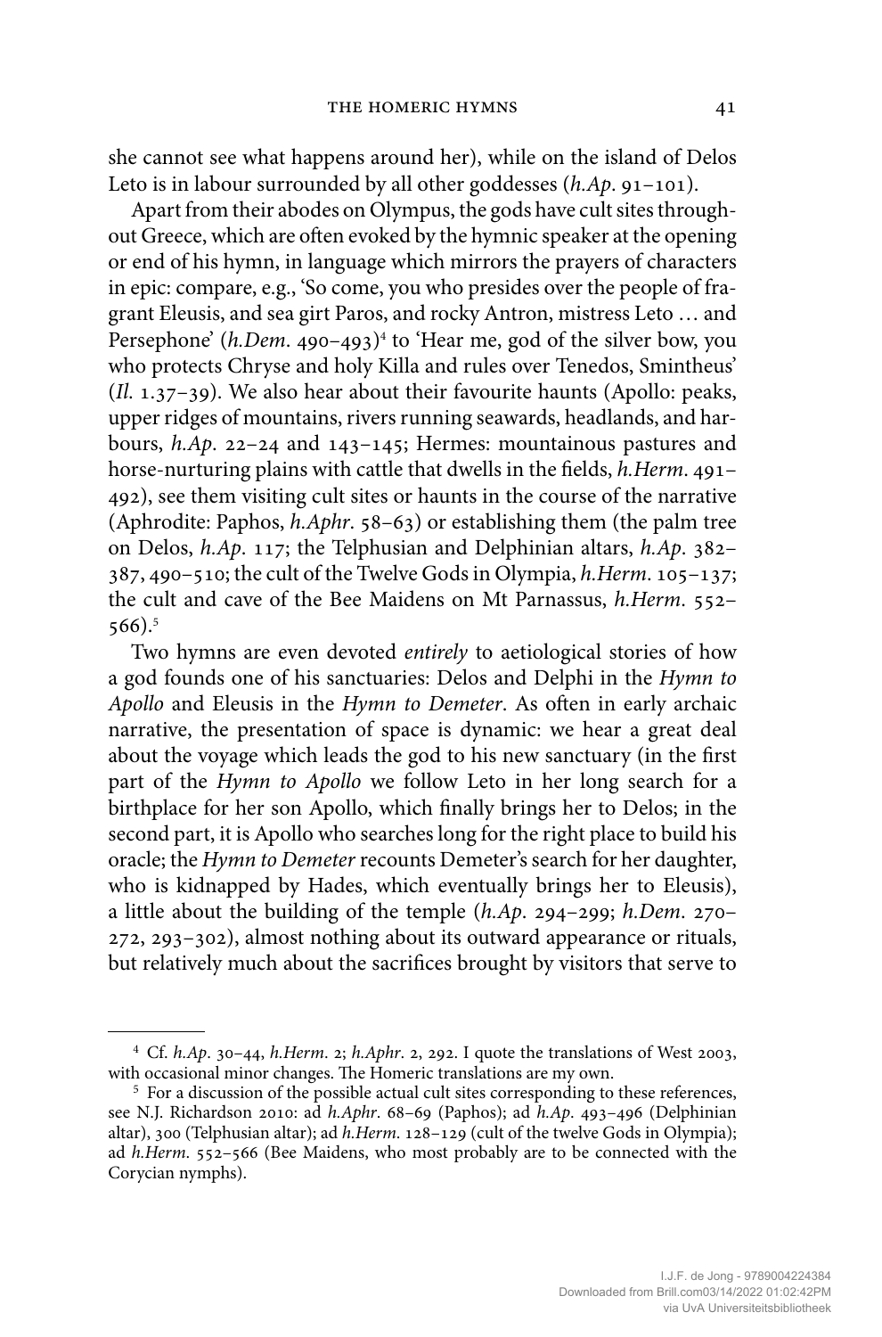she cannot see what happens around her), while on the island of Delos Leto is in labour surrounded by all other goddesses (*h.Ap*. 91–101).

Apart from their abodes on Olympus, the gods have cult sites throughout Greece, which are often evoked by the hymnic speaker at the opening or end of his hymn, in language which mirrors the prayers of characters in epic: compare, e.g., 'So come, you who presides over the people of fragrant Eleusis, and sea girt Paros, and rocky Antron, mistress Leto … and Persephone' (*h.Dem*. 490–493)[4] to 'Hear me, god of the silver bow, you who protects Chryse and holy Killa and rules over Tenedos, Smintheus' (*Il*. 1.37–39). We also hear about their favourite haunts (Apollo: peaks, upper ridges of mountains, rivers running seawards, headlands, and harbours, *h.Ap*. 22–24 and 143–145; Hermes: mountainous pastures and horse-nurturing plains with cattle that dwells in the fields, *h.Herm*. 491–492), see them visiting cult sites or haunts in the course of the narrative (Aphrodite: Paphos, *h.Aphr*. 58–63) or establishing them (the palm tree on Delos, *h.Ap*. 117; the Telphusian and Delphinian altars, *h.Ap*. 382–387, 490–510; the cult of the Twelve Gods in Olympia, *h.Herm*. 105–137; the cult and cave of the Bee Maidens on Mt Parnassus, *h.Herm*. 552–566).[5]

Two hymns are even devoted *entirely* to aetiological stories of how a god founds one of his sanctuaries: Delos and Delphi in the *Hymn to Apollo* and Eleusis in the *Hymn to Demeter*. As often in early archaic narrative, the presentation of space is dynamic: we hear a great deal about the voyage which leads the god to his new sanctuary (in the first part of the *Hymn to Apollo* we follow Leto in her long search for a birthplace for her son Apollo, which finally brings her to Delos; in the second part, it is Apollo who searches long for the right place to build his oracle; the *Hymn to Demeter* recounts Demeter's search for her daughter, who is kidnapped by Hades, which eventually brings her to Eleusis), a little about the building of the temple (*h.Ap*. 294–299; *h.Dem*. 270–272, 293–302), almost nothing about its outward appearance or rituals, but relatively much about the sacrifices brought by visitors that serve to

---

[4] Cf. *h.Ap*. 30–44, *h.Herm*. 2; *h.Aphr*. 2, 292. I quote the translations of West 2003, with occasional minor changes. The Homeric translations are my own.

[5] For a discussion of the possible actual cult sites corresponding to these references, see N.J. Richardson 2010: ad *h.Aphr*. 68–69 (Paphos); ad *h.Ap*. 493–496 (Delphinian altar), 300 (Telphusian altar); ad *h.Herm*. 128–129 (cult of the twelve Gods in Olympia); ad *h.Herm*. 552–566 (Bee Maidens, who most probably are to be connected with the Corycian nymphs).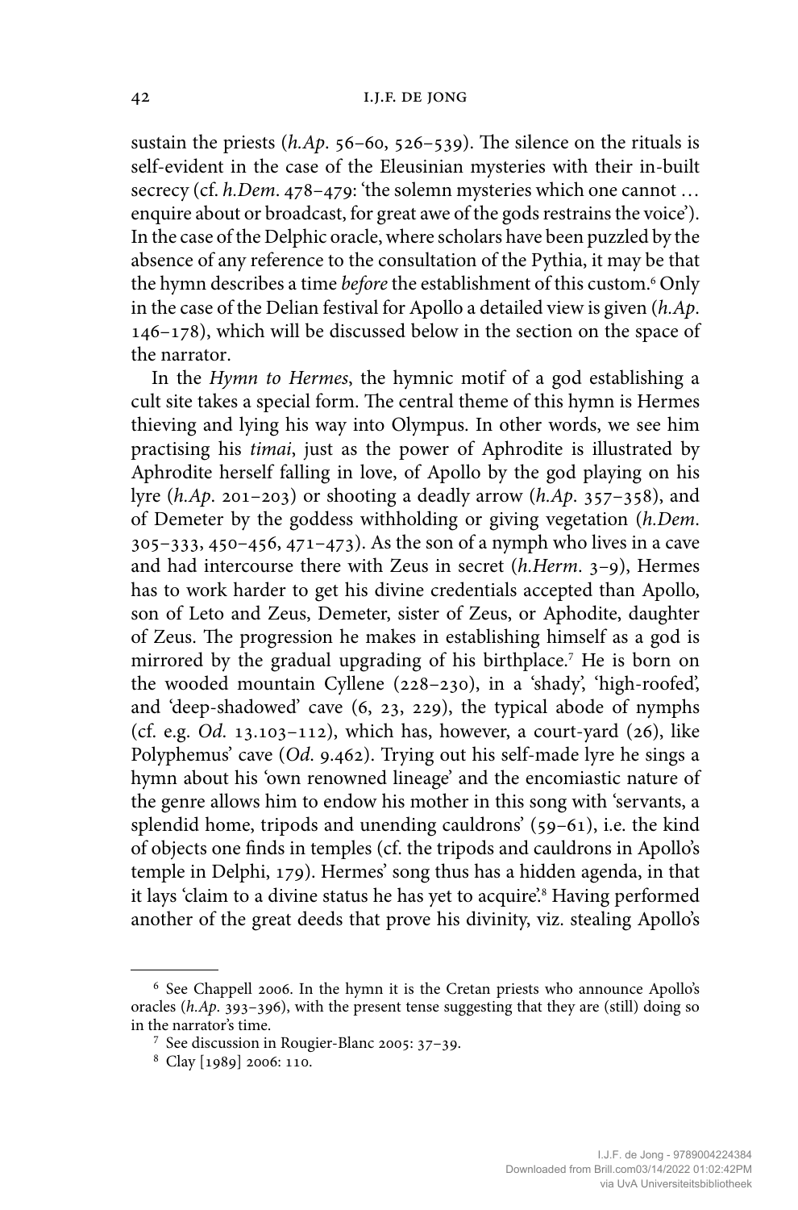sustain the priests (*h.Ap*. 56–60, 526–539). The silence on the rituals is self-evident in the case of the Eleusinian mysteries with their in-built secrecy (cf. *h.Dem*. 478–479: 'the solemn mysteries which one cannot … enquire about or broadcast, for great awe of the gods restrains the voice'). In the case of the Delphic oracle, where scholars have been puzzled by the absence of any reference to the consultation of the Pythia, it may be that the hymn describes a time *before* the establishment of this custom.[6] Only in the case of the Delian festival for Apollo a detailed view is given (*h.Ap*. 146–178), which will be discussed below in the section on the space of the narrator.

In the *Hymn to Hermes*, the hymnic motif of a god establishing a cult site takes a special form. The central theme of this hymn is Hermes thieving and lying his way into Olympus. In other words, we see him practising his *timai*, just as the power of Aphrodite is illustrated by Aphrodite herself falling in love, of Apollo by the god playing on his lyre (*h.Ap*. 201–203) or shooting a deadly arrow (*h.Ap*. 357–358), and of Demeter by the goddess withholding or giving vegetation (*h.Dem*. 305–333, 450–456, 471–473). As the son of a nymph who lives in a cave and had intercourse there with Zeus in secret (*h.Herm*. 3–9), Hermes has to work harder to get his divine credentials accepted than Apollo, son of Leto and Zeus, Demeter, sister of Zeus, or Aphodite, daughter of Zeus. The progression he makes in establishing himself as a god is mirrored by the gradual upgrading of his birthplace.[7] He is born on the wooded mountain Cyllene (228–230), in a 'shady', 'high-roofed', and 'deep-shadowed' cave (6, 23, 229), the typical abode of nymphs (cf. e.g. *Od*. 13.103–112), which has, however, a court-yard (26), like Polyphemus' cave (*Od*. 9.462). Trying out his self-made lyre he sings a hymn about his 'own renowned lineage' and the encomiastic nature of the genre allows him to endow his mother in this song with 'servants, a splendid home, tripods and unending cauldrons' (59–61), i.e. the kind of objects one finds in temples (cf. the tripods and cauldrons in Apollo's temple in Delphi, 179). Hermes' song thus has a hidden agenda, in that it lays 'claim to a divine status he has yet to acquire'.[8] Having performed another of the great deeds that prove his divinity, viz. stealing Apollo's

---

[6] See Chappell 2006. In the hymn it is the Cretan priests who announce Apollo's oracles (*h.Ap*. 393–396), with the present tense suggesting that they are (still) doing so in the narrator's time.

[7] See discussion in Rougier-Blanc 2005: 37–39.

[8] Clay [1989] 2006: 110.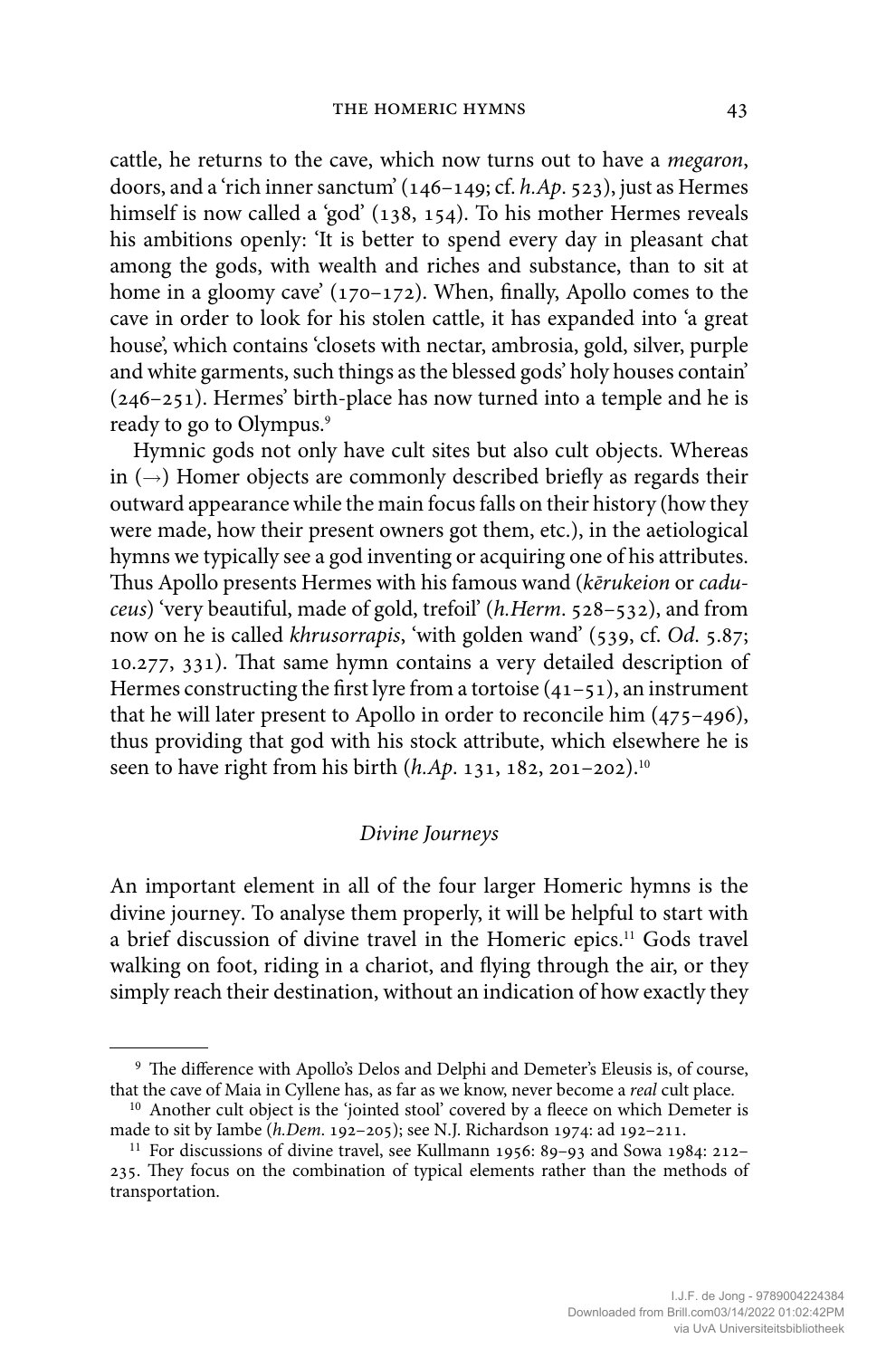cattle, he returns to the cave, which now turns out to have a *megaron*, doors, and a 'rich inner sanctum' (146–149; cf. *h.Ap.* 523), just as Hermes himself is now called a 'god' (138, 154). To his mother Hermes reveals his ambitions openly: 'It is better to spend every day in pleasant chat among the gods, with wealth and riches and substance, than to sit at home in a gloomy cave' (170–172). When, finally, Apollo comes to the cave in order to look for his stolen cattle, it has expanded into 'a great house', which contains 'closets with nectar, ambrosia, gold, silver, purple and white garments, such things as the blessed gods' holy houses contain' (246–251). Hermes' birth-place has now turned into a temple and he is ready to go to Olympus.[9]

Hymnic gods not only have cult sites but also cult objects. Whereas in (→) Homer objects are commonly described briefly as regards their outward appearance while the main focus falls on their history (how they were made, how their present owners got them, etc.), in the aetiological hymns we typically see a god inventing or acquiring one of his attributes. Thus Apollo presents Hermes with his famous wand (*kērukeion* or *caduceus*) 'very beautiful, made of gold, trefoil' (*h.Herm.* 528–532), and from now on he is called *khrusorrapis*, 'with golden wand' (539, cf. *Od.* 5.87; 10.277, 331). That same hymn contains a very detailed description of Hermes constructing the first lyre from a tortoise (41–51), an instrument that he will later present to Apollo in order to reconcile him (475–496), thus providing that god with his stock attribute, which elsewhere he is seen to have right from his birth (*h.Ap.* 131, 182, 201–202).[10]

### *Divine Journeys*

An important element in all of the four larger Homeric hymns is the divine journey. To analyse them properly, it will be helpful to start with a brief discussion of divine travel in the Homeric epics.[11] Gods travel walking on foot, riding in a chariot, and flying through the air, or they simply reach their destination, without an indication of how exactly they

---

[9] The difference with Apollo's Delos and Delphi and Demeter's Eleusis is, of course, that the cave of Maia in Cyllene has, as far as we know, never become a *real* cult place.

[10] Another cult object is the 'jointed stool' covered by a fleece on which Demeter is made to sit by Iambe (*h.Dem.* 192–205); see N.J. Richardson 1974: ad 192–211.

[11] For discussions of divine travel, see Kullmann 1956: 89–93 and Sowa 1984: 212–235. They focus on the combination of typical elements rather than the methods of transportation.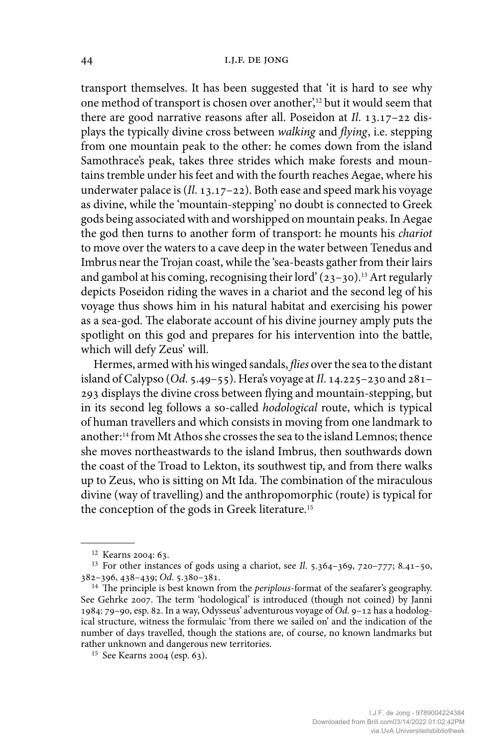transport themselves. It has been suggested that 'it is hard to see why one method of transport is chosen over another',[12] but it would seem that there are good narrative reasons after all. Poseidon at *Il.* 13.17–22 displays the typically divine cross between *walking* and *flying*, i.e. stepping from one mountain peak to the other: he comes down from the island Samothrace's peak, takes three strides which make forests and mountains tremble under his feet and with the fourth reaches Aegae, where his underwater palace is (*Il.* 13.17–22). Both ease and speed mark his voyage as divine, while the 'mountain-stepping' no doubt is connected to Greek gods being associated with and worshipped on mountain peaks. In Aegae the god then turns to another form of transport: he mounts his *chariot* to move over the waters to a cave deep in the water between Tenedus and Imbrus near the Trojan coast, while the 'sea-beasts gather from their lairs and gambol at his coming, recognising their lord' (23–30).[13] Art regularly depicts Poseidon riding the waves in a chariot and the second leg of his voyage thus shows him in his natural habitat and exercising his power as a sea-god. The elaborate account of his divine journey amply puts the spotlight on this god and prepares for his intervention into the battle, which will defy Zeus' will.

Hermes, armed with his winged sandals, *flies* over the sea to the distant island of Calypso (*Od.* 5.49–55). Hera's voyage at *Il.* 14.225–230 and 281–293 displays the divine cross between flying and mountain-stepping, but in its second leg follows a so-called *hodological* route, which is typical of human travellers and which consists in moving from one landmark to another:[14] from Mt Athos she crosses the sea to the island Lemnos; thence she moves northeastwards to the island Imbrus, then southwards down the coast of the Troad to Lekton, its southwest tip, and from there walks up to Zeus, who is sitting on Mt Ida. The combination of the miraculous divine (way of travelling) and the anthropomorphic (route) is typical for the conception of the gods in Greek literature.[15]

---

[12] Kearns 2004: 63.

[13] For other instances of gods using a chariot, see *Il.* 5.364–369, 720–777; 8.41–50, 382–396, 438–439; *Od.* 5.380–381.

[14] The principle is best known from the *periplous*-format of the seafarer's geography. See Gehrke 2007. The term 'hodological' is introduced (though not coined) by Janni 1984: 79–90, esp. 82. In a way, Odysseus' adventurous voyage of *Od.* 9–12 has a hodological structure, witness the formulaic 'from there we sailed on' and the indication of the number of days travelled, though the stations are, of course, no known landmarks but rather unknown and dangerous new territories.

[15] See Kearns 2004 (esp. 63).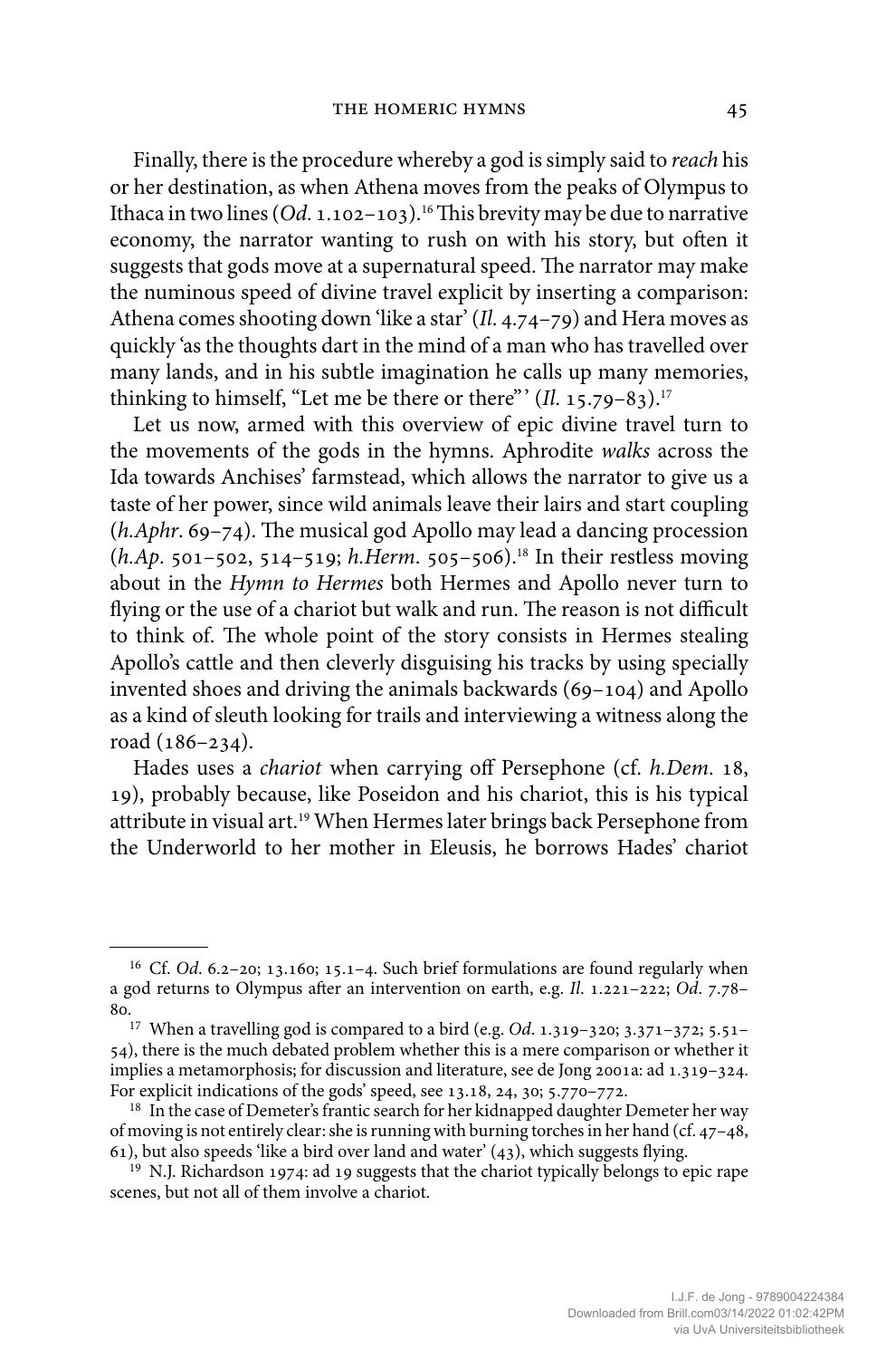Finally, there is the procedure whereby a god is simply said to *reach* his or her destination, as when Athena moves from the peaks of Olympus to Ithaca in two lines (*Od.* 1.102–103).[16] This brevity may be due to narrative economy, the narrator wanting to rush on with his story, but often it suggests that gods move at a supernatural speed. The narrator may make the numinous speed of divine travel explicit by inserting a comparison: Athena comes shooting down 'like a star' (*Il.* 4.74–79) and Hera moves as quickly 'as the thoughts dart in the mind of a man who has travelled over many lands, and in his subtle imagination he calls up many memories, thinking to himself, "Let me be there or there"' (*Il.* 15.79–83).[17]

Let us now, armed with this overview of epic divine travel turn to the movements of the gods in the hymns. Aphrodite *walks* across the Ida towards Anchises' farmstead, which allows the narrator to give us a taste of her power, since wild animals leave their lairs and start coupling (*h.Aphr.* 69–74). The musical god Apollo may lead a dancing procession (*h.Ap.* 501–502, 514–519; *h.Herm.* 505–506).[18] In their restless moving about in the *Hymn to Hermes* both Hermes and Apollo never turn to flying or the use of a chariot but walk and run. The reason is not difficult to think of. The whole point of the story consists in Hermes stealing Apollo's cattle and then cleverly disguising his tracks by using specially invented shoes and driving the animals backwards (69–104) and Apollo as a kind of sleuth looking for trails and interviewing a witness along the road (186–234).

Hades uses a *chariot* when carrying off Persephone (cf. *h.Dem.* 18, 19), probably because, like Poseidon and his chariot, this is his typical attribute in visual art.[19] When Hermes later brings back Persephone from the Underworld to her mother in Eleusis, he borrows Hades' chariot

---

[16] Cf. *Od.* 6.2–20; 13.160; 15.1–4. Such brief formulations are found regularly when a god returns to Olympus after an intervention on earth, e.g. *Il.* 1.221–222; *Od.* 7.78–80.

[17] When a travelling god is compared to a bird (e.g. *Od.* 1.319–320; 3.371–372; 5.51–54), there is the much debated problem whether this is a mere comparison or whether it implies a metamorphosis; for discussion and literature, see de Jong 2001a: ad 1.319–324. For explicit indications of the gods' speed, see 13.18, 24, 30; 5.770–772.

[18] In the case of Demeter's frantic search for her kidnapped daughter Demeter her way of moving is not entirely clear: she is running with burning torches in her hand (cf. 47–48, 61), but also speeds 'like a bird over land and water' (43), which suggests flying.

[19] N.J. Richardson 1974: ad 19 suggests that the chariot typically belongs to epic rape scenes, but not all of them involve a chariot.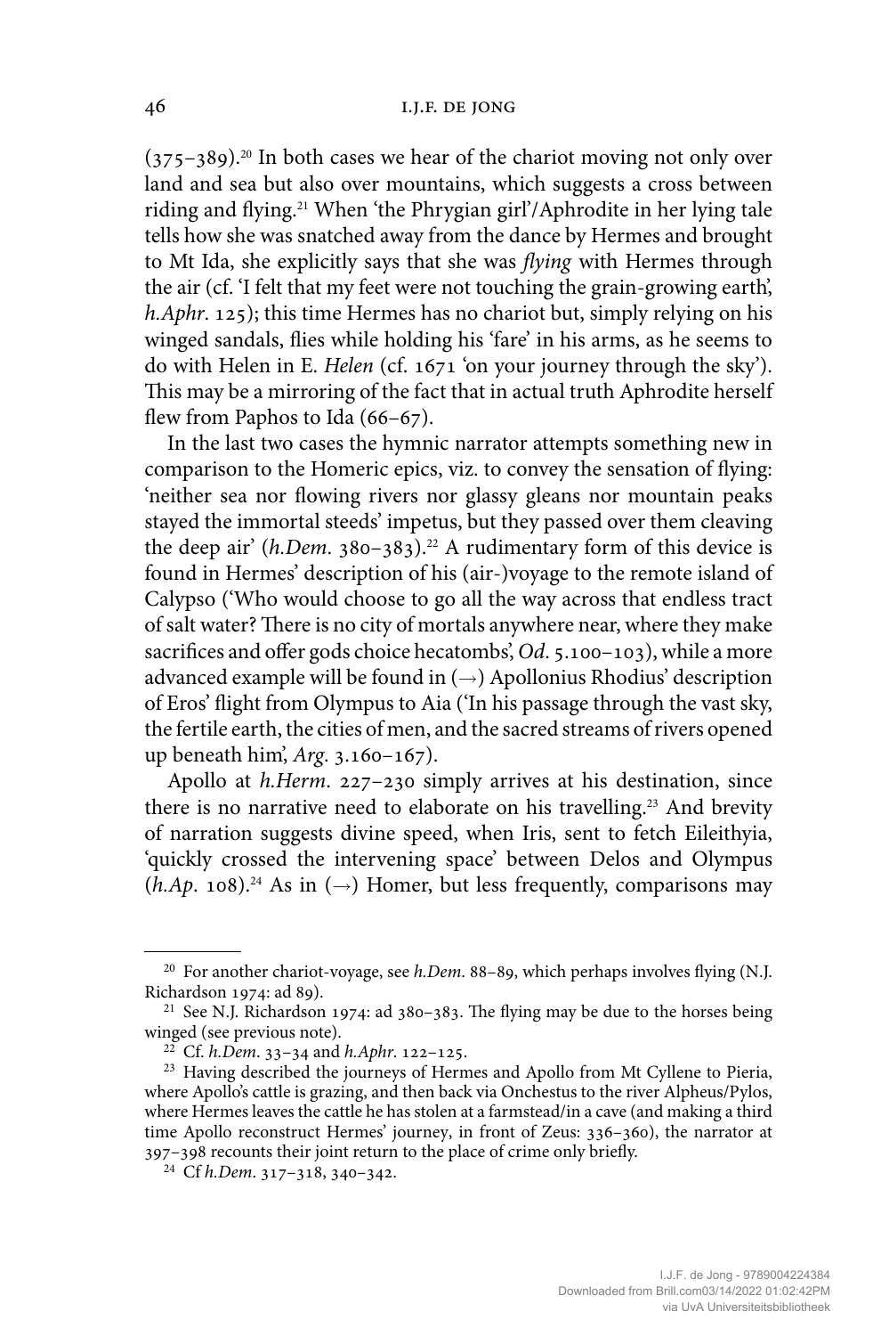(375–389).[20] In both cases we hear of the chariot moving not only over land and sea but also over mountains, which suggests a cross between riding and flying.[21] When 'the Phrygian girl'/Aphrodite in her lying tale tells how she was snatched away from the dance by Hermes and brought to Mt Ida, she explicitly says that she was *flying* with Hermes through the air (cf. 'I felt that my feet were not touching the grain-growing earth', *h.Aphr*. 125); this time Hermes has no chariot but, simply relying on his winged sandals, flies while holding his 'fare' in his arms, as he seems to do with Helen in E. *Helen* (cf. 1671 'on your journey through the sky'). This may be a mirroring of the fact that in actual truth Aphrodite herself flew from Paphos to Ida (66–67).

In the last two cases the hymnic narrator attempts something new in comparison to the Homeric epics, viz. to convey the sensation of flying: 'neither sea nor flowing rivers nor glassy gleans nor mountain peaks stayed the immortal steeds' impetus, but they passed over them cleaving the deep air' (*h.Dem*. 380–383).[22] A rudimentary form of this device is found in Hermes' description of his (air-)voyage to the remote island of Calypso ('Who would choose to go all the way across that endless tract of salt water? There is no city of mortals anywhere near, where they make sacrifices and offer gods choice hecatombs', *Od*. 5.100–103), while a more advanced example will be found in (→) Apollonius Rhodius' description of Eros' flight from Olympus to Aia ('In his passage through the vast sky, the fertile earth, the cities of men, and the sacred streams of rivers opened up beneath him', *Arg*. 3.160–167).

Apollo at *h.Herm*. 227–230 simply arrives at his destination, since there is no narrative need to elaborate on his travelling.[23] And brevity of narration suggests divine speed, when Iris, sent to fetch Eileithyia, 'quickly crossed the intervening space' between Delos and Olympus (*h.Ap*. 108).[24] As in (→) Homer, but less frequently, comparisons may

---

[20] For another chariot-voyage, see *h.Dem*. 88–89, which perhaps involves flying (N.J. Richardson 1974: ad 89).

[21] See N.J. Richardson 1974: ad 380–383. The flying may be due to the horses being winged (see previous note).

[22] Cf. *h.Dem*. 33–34 and *h.Aphr*. 122–125.

[23] Having described the journeys of Hermes and Apollo from Mt Cyllene to Pieria, where Apollo's cattle is grazing, and then back via Onchestus to the river Alpheus/Pylos, where Hermes leaves the cattle he has stolen at a farmstead/in a cave (and making a third time Apollo reconstruct Hermes' journey, in front of Zeus: 336–360), the narrator at 397–398 recounts their joint return to the place of crime only briefly.

[24] Cf *h.Dem*. 317–318, 340–342.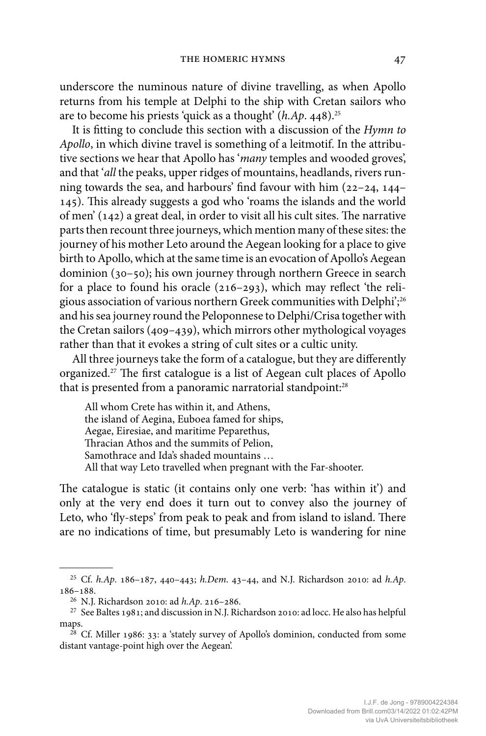underscore the numinous nature of divine travelling, as when Apollo returns from his temple at Delphi to the ship with Cretan sailors who are to become his priests 'quick as a thought' (*h.Ap*. 448).[25]

It is fitting to conclude this section with a discussion of the *Hymn to Apollo*, in which divine travel is something of a leitmotif. In the attributive sections we hear that Apollo has '*many* temples and wooded groves', and that '*all* the peaks, upper ridges of mountains, headlands, rivers running towards the sea, and harbours' find favour with him (22–24, 144–145). This already suggests a god who 'roams the islands and the world of men' (142) a great deal, in order to visit all his cult sites. The narrative parts then recount three journeys, which mention many of these sites: the journey of his mother Leto around the Aegean looking for a place to give birth to Apollo, which at the same time is an evocation of Apollo's Aegean dominion (30–50); his own journey through northern Greece in search for a place to found his oracle (216–293), which may reflect 'the religious association of various northern Greek communities with Delphi';[26] and his sea journey round the Peloponnese to Delphi/Crisa together with the Cretan sailors (409–439), which mirrors other mythological voyages rather than that it evokes a string of cult sites or a cultic unity.

All three journeys take the form of a catalogue, but they are differently organized.[27] The first catalogue is a list of Aegean cult places of Apollo that is presented from a panoramic narratorial standpoint:[28]

> All whom Crete has within it, and Athens,
> the island of Aegina, Euboea famed for ships,
> Aegae, Eiresiae, and maritime Peparethus,
> Thracian Athos and the summits of Pelion,
> Samothrace and Ida's shaded mountains …
> All that way Leto travelled when pregnant with the Far-shooter.

The catalogue is static (it contains only one verb: 'has within it') and only at the very end does it turn out to convey also the journey of Leto, who 'fly-steps' from peak to peak and from island to island. There are no indications of time, but presumably Leto is wandering for nine

---

[25] Cf. *h.Ap*. 186–187, 440–443; *h.Dem*. 43–44, and N.J. Richardson 2010: ad *h.Ap*. 186–188.

[26] N.J. Richardson 2010: ad *h.Ap*. 216–286.

[27] See Baltes 1981; and discussion in N.J. Richardson 2010: ad locc. He also has helpful maps.

[28] Cf. Miller 1986: 33: a 'stately survey of Apollo's dominion, conducted from some distant vantage-point high over the Aegean'.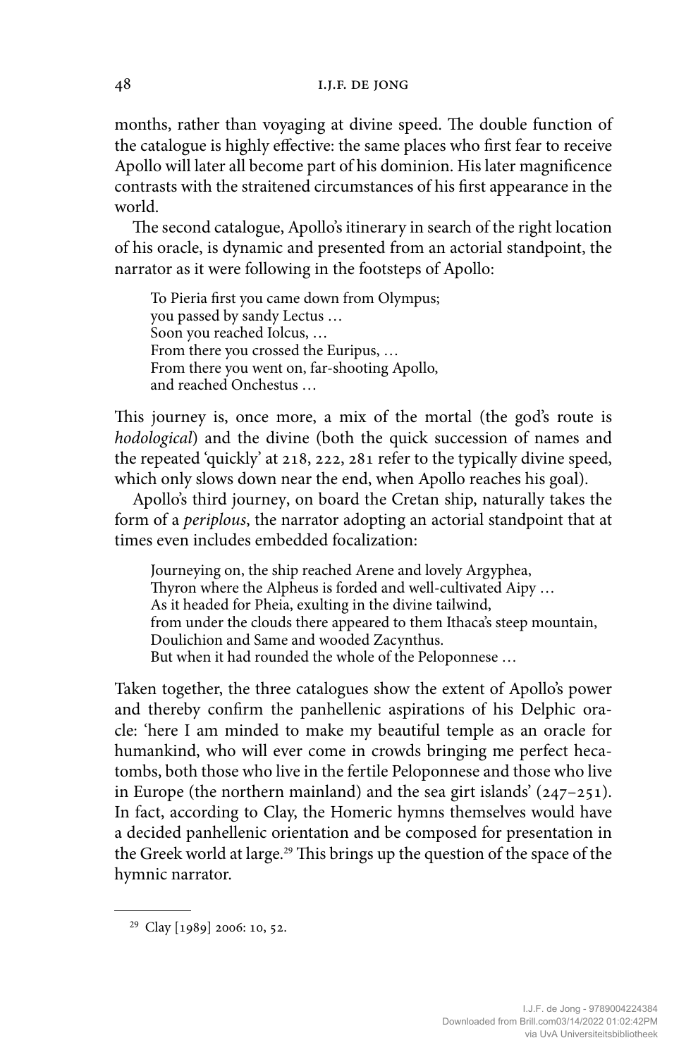months, rather than voyaging at divine speed. The double function of the catalogue is highly effective: the same places who first fear to receive Apollo will later all become part of his dominion. His later magnificence contrasts with the straitened circumstances of his first appearance in the world.

The second catalogue, Apollo's itinerary in search of the right location of his oracle, is dynamic and presented from an actorial standpoint, the narrator as it were following in the footsteps of Apollo:

> To Pieria first you came down from Olympus;
> you passed by sandy Lectus …
> Soon you reached Iolcus, …
> From there you crossed the Euripus, …
> From there you went on, far-shooting Apollo,
> and reached Onchestus …

This journey is, once more, a mix of the mortal (the god's route is *hodological*) and the divine (both the quick succession of names and the repeated 'quickly' at 218, 222, 281 refer to the typically divine speed, which only slows down near the end, when Apollo reaches his goal).

Apollo's third journey, on board the Cretan ship, naturally takes the form of a *periplous*, the narrator adopting an actorial standpoint that at times even includes embedded focalization:

> Journeying on, the ship reached Arene and lovely Argyphea,
> Thyron where the Alpheus is forded and well-cultivated Aipy …
> As it headed for Pheia, exulting in the divine tailwind,
> from under the clouds there appeared to them Ithaca's steep mountain,
> Doulichion and Same and wooded Zacynthus.
> But when it had rounded the whole of the Peloponnese …

Taken together, the three catalogues show the extent of Apollo's power and thereby confirm the panhellenic aspirations of his Delphic oracle: 'here I am minded to make my beautiful temple as an oracle for humankind, who will ever come in crowds bringing me perfect hecatombs, both those who live in the fertile Peloponnese and those who live in Europe (the northern mainland) and the sea girt islands' (247–251). In fact, according to Clay, the Homeric hymns themselves would have a decided panhellenic orientation and be composed for presentation in the Greek world at large.[29] This brings up the question of the space of the hymnic narrator.

---

[29] Clay [1989] 2006: 10, 52.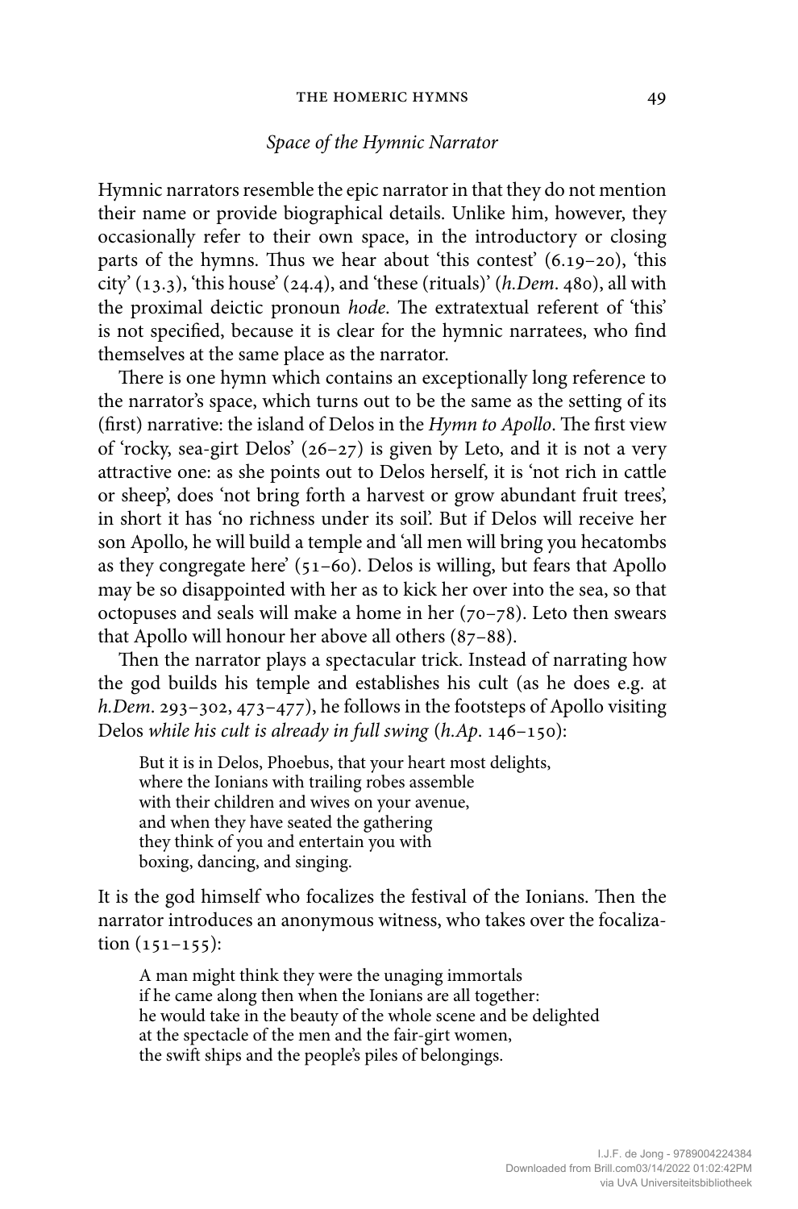*Space of the Hymnic Narrator*

Hymnic narrators resemble the epic narrator in that they do not mention their name or provide biographical details. Unlike him, however, they occasionally refer to their own space, in the introductory or closing parts of the hymns. Thus we hear about 'this contest' (6.19–20), 'this city' (13.3), 'this house' (24.4), and 'these (rituals)' (*h.Dem*. 480), all with the proximal deictic pronoun *hode*. The extratextual referent of 'this' is not specified, because it is clear for the hymnic narratees, who find themselves at the same place as the narrator.

There is one hymn which contains an exceptionally long reference to the narrator's space, which turns out to be the same as the setting of its (first) narrative: the island of Delos in the *Hymn to Apollo*. The first view of 'rocky, sea-girt Delos' (26–27) is given by Leto, and it is not a very attractive one: as she points out to Delos herself, it is 'not rich in cattle or sheep', does 'not bring forth a harvest or grow abundant fruit trees', in short it has 'no richness under its soil'. But if Delos will receive her son Apollo, he will build a temple and 'all men will bring you hecatombs as they congregate here' (51–60). Delos is willing, but fears that Apollo may be so disappointed with her as to kick her over into the sea, so that octopuses and seals will make a home in her (70–78). Leto then swears that Apollo will honour her above all others (87–88).

Then the narrator plays a spectacular trick. Instead of narrating how the god builds his temple and establishes his cult (as he does e.g. at *h.Dem*. 293–302, 473–477), he follows in the footsteps of Apollo visiting Delos *while his cult is already in full swing* (*h.Ap*. 146–150):

> But it is in Delos, Phoebus, that your heart most delights,
> where the Ionians with trailing robes assemble
> with their children and wives on your avenue,
> and when they have seated the gathering
> they think of you and entertain you with
> boxing, dancing, and singing.

It is the god himself who focalizes the festival of the Ionians. Then the narrator introduces an anonymous witness, who takes over the focalization (151–155):

> A man might think they were the unaging immortals
> if he came along then when the Ionians are all together:
> he would take in the beauty of the whole scene and be delighted
> at the spectacle of the men and the fair-girt women,
> the swift ships and the people's piles of belongings.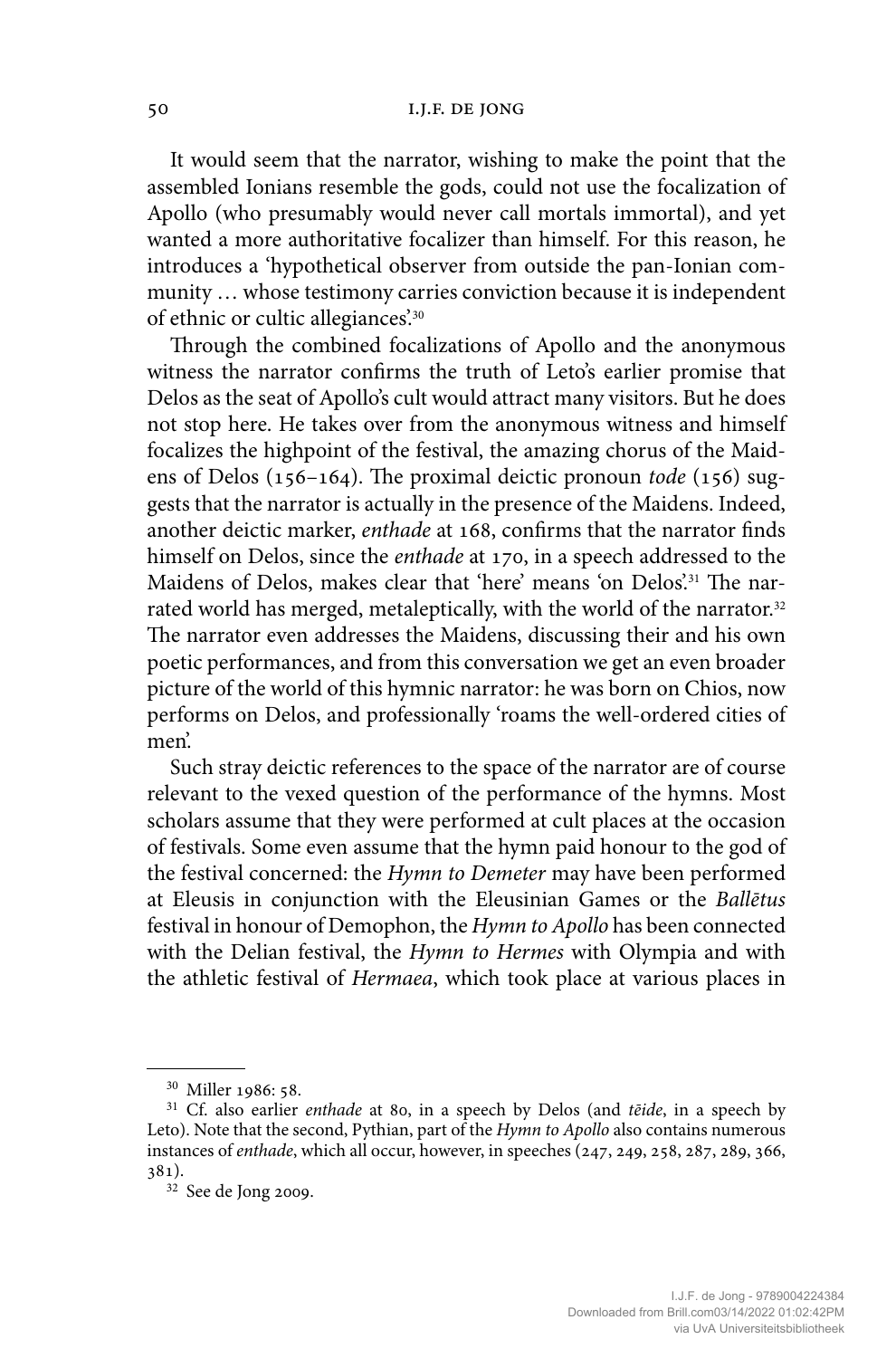It would seem that the narrator, wishing to make the point that the assembled Ionians resemble the gods, could not use the focalization of Apollo (who presumably would never call mortals immortal), and yet wanted a more authoritative focalizer than himself. For this reason, he introduces a 'hypothetical observer from outside the pan-Ionian community … whose testimony carries conviction because it is independent of ethnic or cultic allegiances'.[30]

Through the combined focalizations of Apollo and the anonymous witness the narrator confirms the truth of Leto's earlier promise that Delos as the seat of Apollo's cult would attract many visitors. But he does not stop here. He takes over from the anonymous witness and himself focalizes the highpoint of the festival, the amazing chorus of the Maidens of Delos (156–164). The proximal deictic pronoun *tode* (156) suggests that the narrator is actually in the presence of the Maidens. Indeed, another deictic marker, *enthade* at 168, confirms that the narrator finds himself on Delos, since the *enthade* at 170, in a speech addressed to the Maidens of Delos, makes clear that 'here' means 'on Delos'.[31] The narrated world has merged, metaleptically, with the world of the narrator.[32] The narrator even addresses the Maidens, discussing their and his own poetic performances, and from this conversation we get an even broader picture of the world of this hymnic narrator: he was born on Chios, now performs on Delos, and professionally 'roams the well-ordered cities of men'.

Such stray deictic references to the space of the narrator are of course relevant to the vexed question of the performance of the hymns. Most scholars assume that they were performed at cult places at the occasion of festivals. Some even assume that the hymn paid honour to the god of the festival concerned: the *Hymn to Demeter* may have been performed at Eleusis in conjunction with the Eleusinian Games or the *Ballētus* festival in honour of Demophon, the *Hymn to Apollo* has been connected with the Delian festival, the *Hymn to Hermes* with Olympia and with the athletic festival of *Hermaea*, which took place at various places in

---

[30] Miller 1986: 58.

[31] Cf. also earlier *enthade* at 80, in a speech by Delos (and *tēide*, in a speech by Leto). Note that the second, Pythian, part of the *Hymn to Apollo* also contains numerous instances of *enthade*, which all occur, however, in speeches (247, 249, 258, 287, 289, 366, 381).

[32] See de Jong 2009.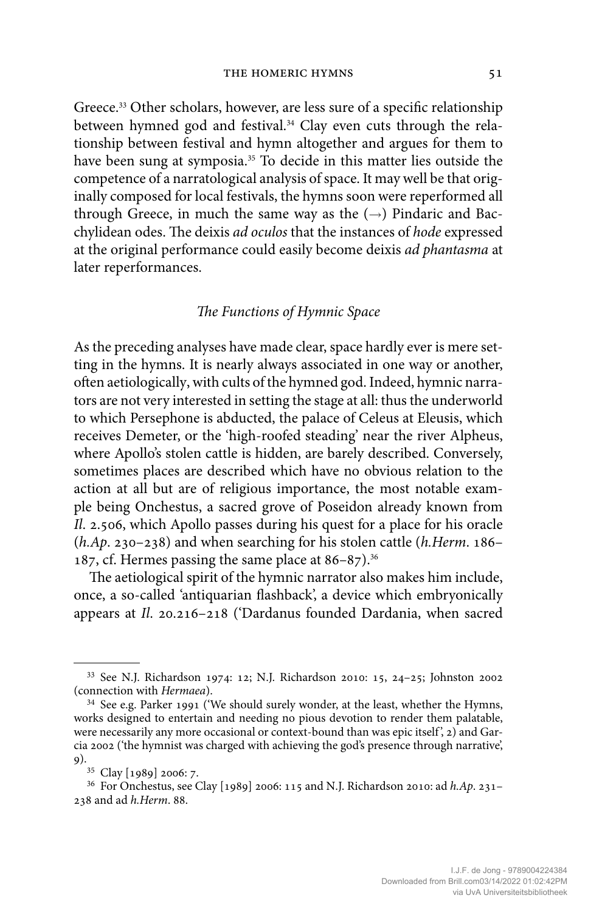Greece.[33] Other scholars, however, are less sure of a specific relationship between hymned god and festival.[34] Clay even cuts through the relationship between festival and hymn altogether and argues for them to have been sung at symposia.[35] To decide in this matter lies outside the competence of a narratological analysis of space. It may well be that originally composed for local festivals, the hymns soon were reperformed all through Greece, in much the same way as the (→) Pindaric and Bacchylidean odes. The deixis *ad oculos* that the instances of *hode* expressed at the original performance could easily become deixis *ad phantasma* at later reperformances.

### *The Functions of Hymnic Space*

As the preceding analyses have made clear, space hardly ever is mere setting in the hymns. It is nearly always associated in one way or another, often aetiologically, with cults of the hymned god. Indeed, hymnic narrators are not very interested in setting the stage at all: thus the underworld to which Persephone is abducted, the palace of Celeus at Eleusis, which receives Demeter, or the 'high-roofed steading' near the river Alpheus, where Apollo's stolen cattle is hidden, are barely described. Conversely, sometimes places are described which have no obvious relation to the action at all but are of religious importance, the most notable example being Onchestus, a sacred grove of Poseidon already known from *Il.* 2.506, which Apollo passes during his quest for a place for his oracle (*h.Ap.* 230–238) and when searching for his stolen cattle (*h.Herm.* 186–187, cf. Hermes passing the same place at 86–87).[36]

The aetiological spirit of the hymnic narrator also makes him include, once, a so-called 'antiquarian flashback', a device which embryonically appears at *Il.* 20.216–218 ('Dardanus founded Dardania, when sacred

---

[33] See N.J. Richardson 1974: 12; N.J. Richardson 2010: 15, 24–25; Johnston 2002 (connection with *Hermaea*).

[34] See e.g. Parker 1991 ('We should surely wonder, at the least, whether the Hymns, works designed to entertain and needing no pious devotion to render them palatable, were necessarily any more occasional or context-bound than was epic itself', 2) and Garcia 2002 ('the hymnist was charged with achieving the god's presence through narrative', 9).

[35] Clay [1989] 2006: 7.

[36] For Onchestus, see Clay [1989] 2006: 115 and N.J. Richardson 2010: ad *h.Ap.* 231–238 and ad *h.Herm.* 88.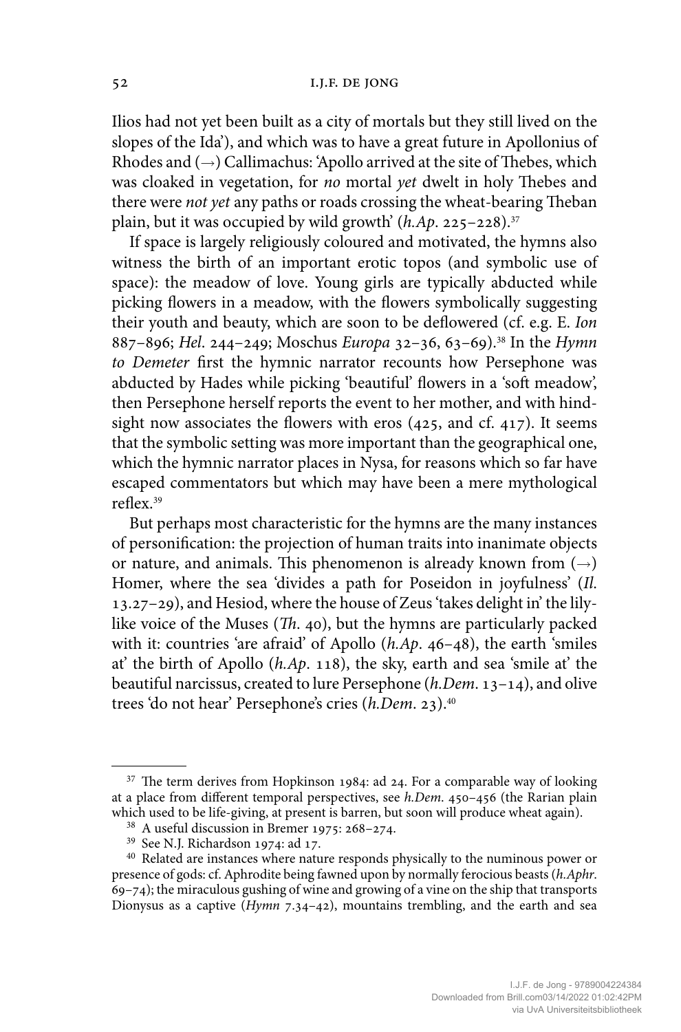Ilios had not yet been built as a city of mortals but they still lived on the slopes of the Ida'), and which was to have a great future in Apollonius of Rhodes and (→) Callimachus: 'Apollo arrived at the site of Thebes, which was cloaked in vegetation, for *no* mortal *yet* dwelt in holy Thebes and there were *not yet* any paths or roads crossing the wheat-bearing Theban plain, but it was occupied by wild growth' (*h.Ap*. 225–228).[37]

If space is largely religiously coloured and motivated, the hymns also witness the birth of an important erotic topos (and symbolic use of space): the meadow of love. Young girls are typically abducted while picking flowers in a meadow, with the flowers symbolically suggesting their youth and beauty, which are soon to be deflowered (cf. e.g. E. *Ion* 887–896; *Hel*. 244–249; Moschus *Europa* 32–36, 63–69).[38] In the *Hymn to Demeter* first the hymnic narrator recounts how Persephone was abducted by Hades while picking 'beautiful' flowers in a 'soft meadow', then Persephone herself reports the event to her mother, and with hindsight now associates the flowers with eros (425, and cf. 417). It seems that the symbolic setting was more important than the geographical one, which the hymnic narrator places in Nysa, for reasons which so far have escaped commentators but which may have been a mere mythological reflex.[39]

But perhaps most characteristic for the hymns are the many instances of personification: the projection of human traits into inanimate objects or nature, and animals. This phenomenon is already known from (→) Homer, where the sea 'divides a path for Poseidon in joyfulness' (*Il*. 13.27–29), and Hesiod, where the house of Zeus 'takes delight in' the lily-like voice of the Muses (*Th*. 40), but the hymns are particularly packed with it: countries 'are afraid' of Apollo (*h.Ap*. 46–48), the earth 'smiles at' the birth of Apollo (*h.Ap*. 118), the sky, earth and sea 'smile at' the beautiful narcissus, created to lure Persephone (*h.Dem*. 13–14), and olive trees 'do not hear' Persephone's cries (*h.Dem*. 23).[40]

---

[37] The term derives from Hopkinson 1984: ad 24. For a comparable way of looking at a place from different temporal perspectives, see *h.Dem*. 450–456 (the Rarian plain which used to be life-giving, at present is barren, but soon will produce wheat again).

[38] A useful discussion in Bremer 1975: 268–274.

[39] See N.J. Richardson 1974: ad 17.

[40] Related are instances where nature responds physically to the numinous power or presence of gods: cf. Aphrodite being fawned upon by normally ferocious beasts (*h.Aphr*. 69–74); the miraculous gushing of wine and growing of a vine on the ship that transports Dionysus as a captive (*Hymn* 7.34–42), mountains trembling, and the earth and sea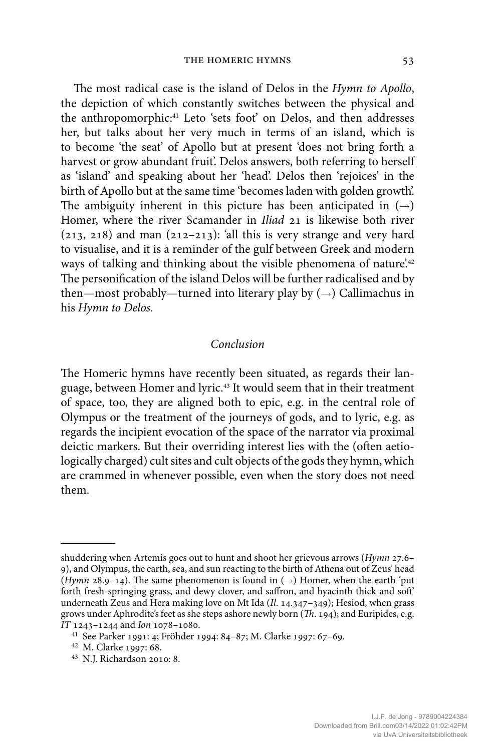The most radical case is the island of Delos in the *Hymn to Apollo*, the depiction of which constantly switches between the physical and the anthropomorphic:[41] Leto 'sets foot' on Delos, and then addresses her, but talks about her very much in terms of an island, which is to become 'the seat' of Apollo but at present 'does not bring forth a harvest or grow abundant fruit'. Delos answers, both referring to herself as 'island' and speaking about her 'head'. Delos then 'rejoices' in the birth of Apollo but at the same time 'becomes laden with golden growth'. The ambiguity inherent in this picture has been anticipated in (→) Homer, where the river Scamander in *Iliad* 21 is likewise both river (213, 218) and man (212–213): 'all this is very strange and very hard to visualise, and it is a reminder of the gulf between Greek and modern ways of talking and thinking about the visible phenomena of nature'.[42] The personification of the island Delos will be further radicalised and by then—most probably—turned into literary play by (→) Callimachus in his *Hymn to Delos*.

## *Conclusion*

The Homeric hymns have recently been situated, as regards their language, between Homer and lyric.[43] It would seem that in their treatment of space, too, they are aligned both to epic, e.g. in the central role of Olympus or the treatment of the journeys of gods, and to lyric, e.g. as regards the incipient evocation of the space of the narrator via proximal deictic markers. But their overriding interest lies with the (often aetiologically charged) cult sites and cult objects of the gods they hymn, which are crammed in whenever possible, even when the story does not need them.

---

shuddering when Artemis goes out to hunt and shoot her grievous arrows (*Hymn* 27.6–9), and Olympus, the earth, sea, and sun reacting to the birth of Athena out of Zeus' head (*Hymn* 28.9–14). The same phenomenon is found in (→) Homer, when the earth 'put forth fresh-springing grass, and dewy clover, and saffron, and hyacinth thick and soft' underneath Zeus and Hera making love on Mt Ida (*Il*. 14.347–349); Hesiod, when grass grows under Aphrodite's feet as she steps ashore newly born (*Th*. 194); and Euripides, e.g. *IT* 1243–1244 and *Ion* 1078–1080.

[41] See Parker 1991: 4; Fröhder 1994: 84–87; M. Clarke 1997: 67–69.

[42] M. Clarke 1997: 68.

[43] N.J. Richardson 2010: 8.